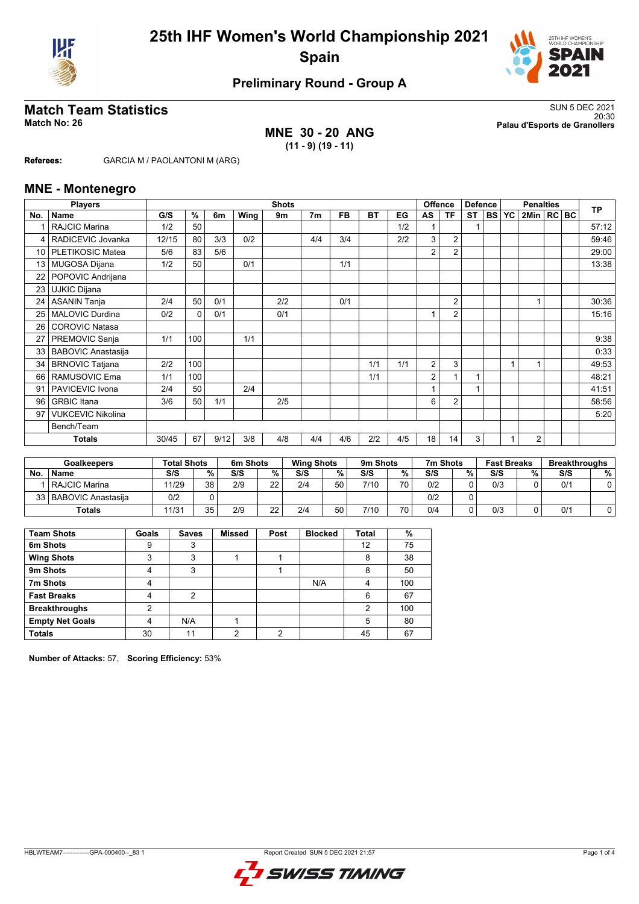# 25th IHF Women's World Championship 2021

## Spain

### Preliminary Round - Group A

## Match Team Statistics

**Match No: 26**

SUN 5 DEC 2021
20:30
**Palau d'Esports de Granollers**

### MNE 30 - 20 ANG

**(11 - 9) (19 - 11)**

**Referees:** GARCIA M / PAOLANTONI M (ARG)

## MNE - Montenegro

| Players | | Shots | | | | | | | | | Offence | | Defence | | Penalties | | | | | TP |
|---|---|---|---|---|---|---|---|---|---|---|---|---|---|---|---|---|---|---|---|---|
| No. | Name | G/S | % | 6m | Wing | 9m | 7m | FB | BT | EG | AS | TF | ST | BS | YC | 2Min | RC | BC | | |
| 1 | RAJCIC Marina | 1/2 | 50 | | | | | | | 1/2 | 1 | | 1 | | | | | | | 57:12 |
| 4 | RADICEVIC Jovanka | 12/15 | 80 | 3/3 | 0/2 | | 4/4 | 3/4 | | 2/2 | 3 | 2 | | | | | | | | 59:46 |
| 10 | PLETIKOSIC Matea | 5/6 | 83 | 5/6 | | | | | | | 2 | 2 | | | | | | | | 29:00 |
| 13 | MUGOSA Dijana | 1/2 | 50 | | 0/1 | | | 1/1 | | | | | | | | | | | | 13:38 |
| 22 | POPOVIC Andrijana | | | | | | | | | | | | | | | | | | | |
| 23 | UJKIC Dijana | | | | | | | | | | | | | | | | | | | |
| 24 | ASANIN Tanja | 2/4 | 50 | 0/1 | | 2/2 | | 0/1 | | | | 2 | | | | 1 | | | | 30:36 |
| 25 | MALOVIC Durdina | 0/2 | 0 | 0/1 | | 0/1 | | | | | 1 | 2 | | | | | | | | 15:16 |
| 26 | COROVIC Natasa | | | | | | | | | | | | | | | | | | | |
| 27 | PREMOVIC Sanja | 1/1 | 100 | | 1/1 | | | | | | | | | | | | | | | 9:38 |
| 33 | BABOVIC Anastasija | | | | | | | | | | | | | | | | | | | 0:33 |
| 34 | BRNOVIC Tatjana | 2/2 | 100 | | | | | | 1/1 | 1/1 | 2 | 3 | | | 1 | 1 | | | | 49:53 |
| 66 | RAMUSOVIC Ema | 1/1 | 100 | | | | | | 1/1 | | 2 | 1 | 1 | | | | | | | 48:21 |
| 91 | PAVICEVIC Ivona | 2/4 | 50 | | 2/4 | | | | | | 1 | | 1 | | | | | | | 41:51 |
| 96 | GRBIC Itana | 3/6 | 50 | 1/1 | | 2/5 | | | | | 6 | 2 | | | | | | | | 58:56 |
| 97 | VUKCEVIC Nikolina | | | | | | | | | | | | | | | | | | | 5:20 |
| | Bench/Team | | | | | | | | | | | | | | | | | | | |
| | **Totals** | 30/45 | 67 | 9/12 | 3/8 | 4/8 | 4/4 | 4/6 | 2/2 | 4/5 | 18 | 14 | 3 | | 1 | 2 | | | | |

| Goalkeepers | | Total Shots | | 6m Shots | | Wing Shots | | 9m Shots | | 7m Shots | | Fast Breaks | | Breakthroughs | |
|---|---|---|---|---|---|---|---|---|---|---|---|---|---|---|---|
| No. | Name | S/S | % | S/S | % | S/S | % | S/S | % | S/S | % | S/S | % | S/S | % |
| 1 | RAJCIC Marina | 11/29 | 38 | 2/9 | 22 | 2/4 | 50 | 7/10 | 70 | 0/2 | 0 | 0/3 | 0 | 0/1 | 0 |
| 33 | BABOVIC Anastasija | 0/2 | 0 | | | | | | | 0/2 | 0 | | | | |
| | **Totals** | 11/31 | 35 | 2/9 | 22 | 2/4 | 50 | 7/10 | 70 | 0/4 | 0 | 0/3 | 0 | 0/1 | 0 |

| Team Shots | Goals | Saves | Missed | Post | Blocked | Total | % |
|---|---|---|---|---|---|---|---|
| **6m Shots** | 9 | 3 | | | | 12 | 75 |
| **Wing Shots** | 3 | 3 | 1 | 1 | | 8 | 38 |
| **9m Shots** | 4 | 3 | | 1 | | 8 | 50 |
| **7m Shots** | 4 | | | | N/A | 4 | 100 |
| **Fast Breaks** | 4 | 2 | | | | 6 | 67 |
| **Breakthroughs** | 2 | | | | | 2 | 100 |
| **Empty Net Goals** | 4 | N/A | 1 | | | 5 | 80 |
| **Totals** | 30 | 11 | 2 | 2 | | 45 | 67 |

**Number of Attacks:** 57, **Scoring Efficiency:** 53%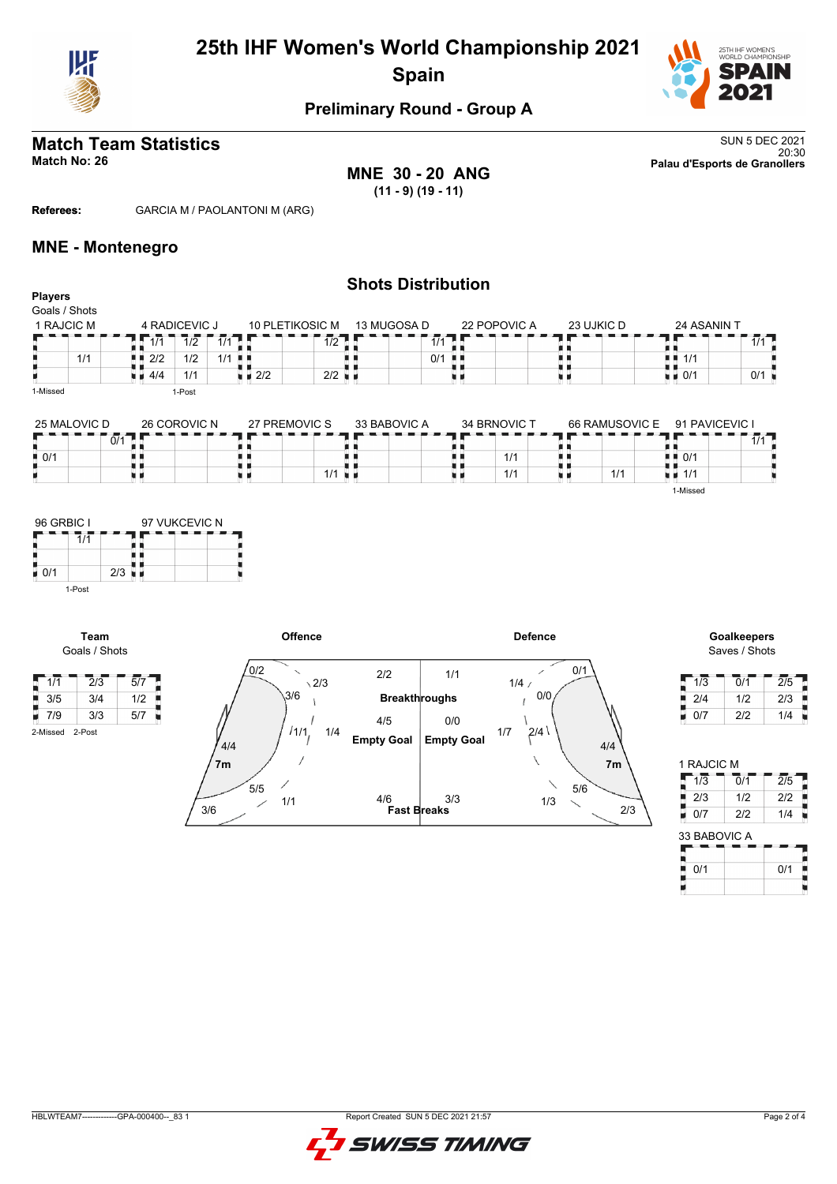# 25th IHF Women's World Championship 2021
## Spain

### Preliminary Round - Group A

## Match Team Statistics

Match No: 26

SUN 5 DEC 2021
20:30
Palau d'Esports de Granollers

**MNE 30 - 20 ANG**
(11 - 9) (19 - 11)

**Referees:** GARCIA M / PAOLANTONI M (ARG)

## MNE - Montenegro

### Shots Distribution

**Players**
Goals / Shots

**1 RAJCIC M**

| | | |
|---|---|---|
| | | |
| 1/1 | | |
| | | |

1-Missed

**4 RADICEVIC J**

| | | |
|---|---|---|
| 1/1 | 1/2 | 1/1 |
| 2/2 | 1/2 | 1/1 |
| 4/4 | 1/1 | |

1-Post

**10 PLETIKOSIC M**

| | | |
|---|---|---|
| | | 1/2 |
| | | |
| 2/2 | | 2/2 |

**13 MUGOSA D**

| | | |
|---|---|---|
| | | 1/1 |
| | | 0/1 |
| | | |

**22 POPOVIC A**

| | | |
|---|---|---|
| | | |
| | | |
| | | |

**23 UJKIC D**

| | | |
|---|---|---|
| | | |
| | | |
| | | |

**24 ASANIN T**

| | | |
|---|---|---|
| | | 1/1 |
| 1/1 | | |
| 0/1 | | 0/1 |

**25 MALOVIC D**

| | | |
|---|---|---|
| | | 0/1 |
| 0/1 | | |
| | | |

**26 COROVIC N**

| | | |
|---|---|---|
| | | |
| | | |
| | | |

**27 PREMOVIC S**

| | | |
|---|---|---|
| | | |
| | | |
| | | 1/1 |

**33 BABOVIC A**

| | | |
|---|---|---|
| | | |
| | | |
| | | |

**34 BRNOVIC T**

| | | |
|---|---|---|
| | | |
| | 1/1 | |
| | 1/1 | |

**66 RAMUSOVIC E**

| | | |
|---|---|---|
| | | |
| | | |
| | 1/1 | |

**91 PAVICEVIC I**

| | | |
|---|---|---|
| | | 1/1 |
| 0/1 | | |
| 1/1 | | |

1-Missed

**96 GRBIC I**

| | | |
|---|---|---|
| | 1/1 | |
| | | |
| 0/1 | | 2/3 |

1-Post

**97 VUKCEVIC N**

| | | |
|---|---|---|
| | | |
| | | |
| | | |

**Team**
Goals / Shots

| | | |
|---|---|---|
| 1/1 | 2/3 | 5/7 |
| 3/5 | 3/4 | 1/2 |
| 7/9 | 3/3 | 5/7 |

2-Missed 2-Post

**Offence**

- 0/2, 2/3, 3/6, 1/1, 1/4, 4/4, 5/5, 1/1, 3/6
- 7m: 4/4
- Breakthroughs: 2/2
- Empty Goal: 4/5
- Fast Breaks: 4/6

**Defence**

- 0/1, 1/4, 0/0, 2/4, 1/7, 4/4, 5/6, 1/3, 2/3
- 7m: 4/4
- Breakthroughs: 1/1
- Empty Goal: 0/0
- Fast Breaks: 3/3

**Goalkeepers**
Saves / Shots

| | | |
|---|---|---|
| 1/3 | 0/1 | 2/5 |
| 2/4 | 1/2 | 2/3 |
| 0/7 | 2/2 | 1/4 |

**1 RAJCIC M**

| | | |
|---|---|---|
| 1/3 | 0/1 | 2/5 |
| 2/3 | 1/2 | 2/2 |
| 0/7 | 2/2 | 1/4 |

**33 BABOVIC A**

| | | |
|---|---|---|
| | | |
| 0/1 | | 0/1 |
| | | |

HBLWTEAM7-------------GPA-000400--_83 1 Report Created SUN 5 DEC 2021 21:57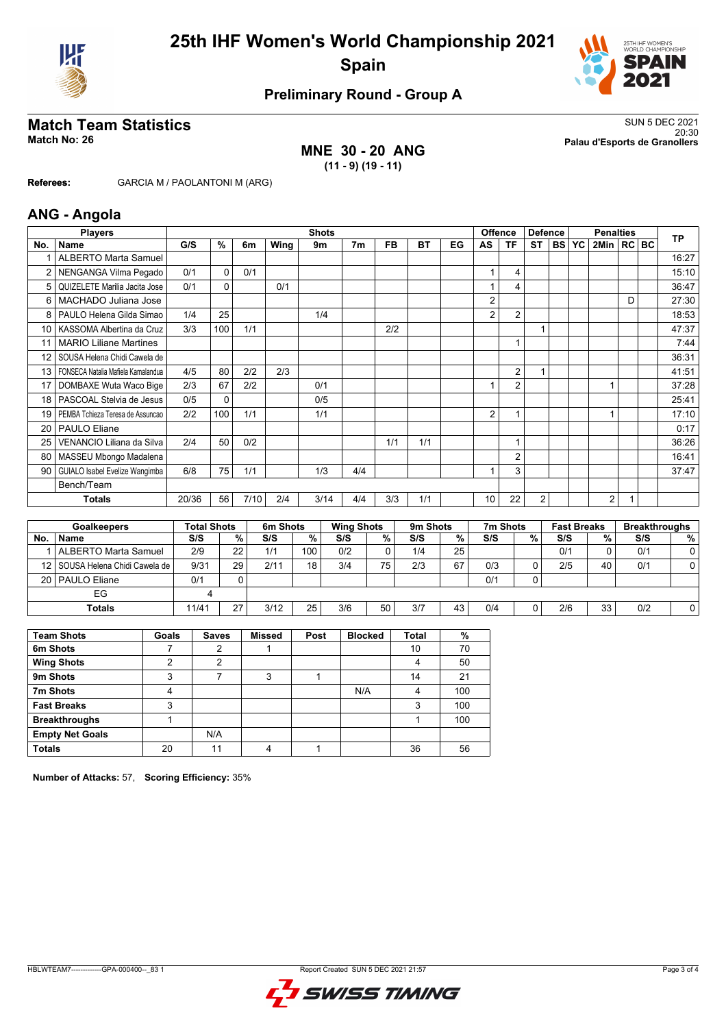# 25th IHF Women's World Championship 2021
## Spain

### Preliminary Round - Group A

## Match Team Statistics

**Match No: 26**

SUN 5 DEC 2021
20:30
**Palau d'Esports de Granollers**

### MNE 30 - 20 ANG
**(11 - 9) (19 - 11)**

**Referees:** GARCIA M / PAOLANTONI M (ARG)

## ANG - Angola

| Players | | Shots | | | | | | | | | Offence | | Defence | | | Penalties | | | TP |
|---|---|---|---|---|---|---|---|---|---|---|---|---|---|---|---|---|---|---|---|
| No. | Name | G/S | % | 6m | Wing | 9m | 7m | FB | BT | EG | AS | TF | ST | BS | YC | 2Min | RC | BC | |
| 1 | ALBERTO Marta Samuel | | | | | | | | | | | | | | | | | | 16:27 |
| 2 | NENGANGA Vilma Pegado | 0/1 | 0 | 0/1 | | | | | | | 1 | 4 | | | | | | | 15:10 |
| 5 | QUIZELETE Marilia Jacita Jose | 0/1 | 0 | | 0/1 | | | | | | 1 | 4 | | | | | | | 36:47 |
| 6 | MACHADO Juliana Jose | | | | | | | | | | 2 | | | | | | D | | 27:30 |
| 8 | PAULO Helena Gilda Simao | 1/4 | 25 | | | 1/4 | | | | | 2 | 2 | | | | | | | 18:53 |
| 10 | KASSOMA Albertina da Cruz | 3/3 | 100 | 1/1 | | | | 2/2 | | | | | 1 | | | | | | 47:37 |
| 11 | MARIO Liliane Martines | | | | | | | | | | | 1 | | | | | | | 7:44 |
| 12 | SOUSA Helena Chidi Cawela de | | | | | | | | | | | | | | | | | | 36:31 |
| 13 | FONSECA Natalia Mafiela Kamalandua | 4/5 | 80 | 2/2 | 2/3 | | | | | | | 2 | 1 | | | | | | 41:51 |
| 17 | DOMBAXE Wuta Waco Bige | 2/3 | 67 | 2/2 | | 0/1 | | | | | 1 | 2 | | | | 1 | | | 37:28 |
| 18 | PASCOAL Stelvia de Jesus | 0/5 | 0 | | | 0/5 | | | | | | | | | | | | | 25:41 |
| 19 | PEMBA Tchieza Teresa de Assuncao | 2/2 | 100 | 1/1 | | 1/1 | | | | | 2 | 1 | | | | 1 | | | 17:10 |
| 20 | PAULO Eliane | | | | | | | | | | | | | | | | | | 0:17 |
| 25 | VENANCIO Liliana da Silva | 2/4 | 50 | 0/2 | | | | 1/1 | 1/1 | | | 1 | | | | | | | 36:26 |
| 80 | MASSEU Mbongo Madalena | | | | | | | | | | | 2 | | | | | | | 16:41 |
| 90 | GUIALO Isabel Evelize Wangimba | 6/8 | 75 | 1/1 | | 1/3 | 4/4 | | | | 1 | 3 | | | | | | | 37:47 |
| | Bench/Team | | | | | | | | | | | | | | | | | | |
| | **Totals** | 20/36 | 56 | 7/10 | 2/4 | 3/14 | 4/4 | 3/3 | 1/1 | | 10 | 22 | 2 | | | 2 | 1 | | |

| Goalkeepers | | Total Shots | | 6m Shots | | Wing Shots | | 9m Shots | | 7m Shots | | Fast Breaks | | Breakthroughs | |
|---|---|---|---|---|---|---|---|---|---|---|---|---|---|---|---|
| No. | Name | S/S | % | S/S | % | S/S | % | S/S | % | S/S | % | S/S | % | S/S | % |
| 1 | ALBERTO Marta Samuel | 2/9 | 22 | 1/1 | 100 | 0/2 | 0 | 1/4 | 25 | | | 0/1 | 0 | 0/1 | 0 |
| 12 | SOUSA Helena Chidi Cawela de | 9/31 | 29 | 2/11 | 18 | 3/4 | 75 | 2/3 | 67 | 0/3 | 0 | 2/5 | 40 | 0/1 | 0 |
| 20 | PAULO Eliane | 0/1 | 0 | | | | | | | 0/1 | 0 | | | | |
| | EG | 4 | | | | | | | | | | | | | |
| | **Totals** | 11/41 | 27 | 3/12 | 25 | 3/6 | 50 | 3/7 | 43 | 0/4 | 0 | 2/6 | 33 | 0/2 | 0 |

| Team Shots | Goals | Saves | Missed | Post | Blocked | Total | % |
|---|---|---|---|---|---|---|---|
| 6m Shots | 7 | 2 | 1 | | | 10 | 70 |
| Wing Shots | 2 | 2 | | | | 4 | 50 |
| 9m Shots | 3 | 7 | 3 | 1 | | 14 | 21 |
| 7m Shots | 4 | | | | N/A | 4 | 100 |
| Fast Breaks | 3 | | | | | 3 | 100 |
| Breakthroughs | 1 | | | | | 1 | 100 |
| Empty Net Goals | | N/A | | | | | |
| **Totals** | 20 | 11 | 4 | 1 | | 36 | 56 |

**Number of Attacks:** 57, **Scoring Efficiency:** 35%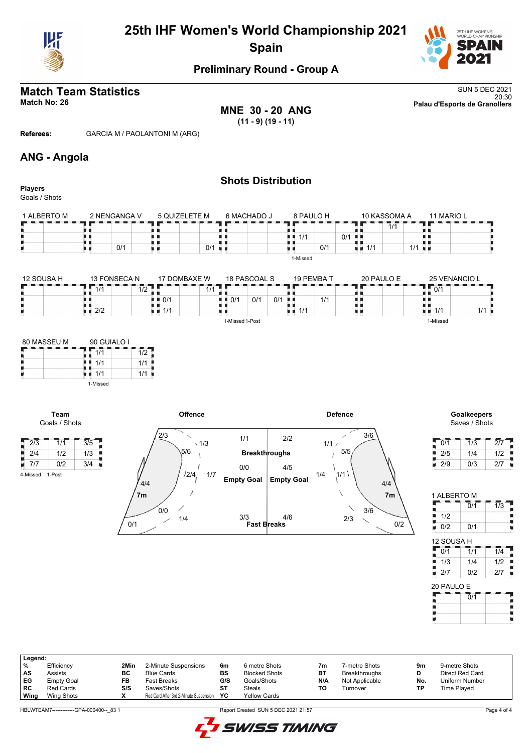# 25th IHF Women's World Championship 2021

## Spain

### Preliminary Round - Group A

## Match Team Statistics

**Match No: 26**

SUN 5 DEC 2021
20:30
**Palau d'Esports de Granollers**

**MNE 30 - 20 ANG**
**(11 - 9) (19 - 11)**

**Referees:** GARCIA M / PAOLANTONI M (ARG)

## ANG - Angola

### Shots Distribution

**Players**
Goals / Shots

1 ALBERTO M

| | | |
|---|---|---|
| | | |
| | | |
| | | |

2 NENGANGA V

| | | |
|---|---|---|
| | | |
| | | |
| | 0/1 | |

5 QUIZELETE M

| | | |
|---|---|---|
| | | |
| | | |
| | | 0/1 |

6 MACHADO J

| | | |
|---|---|---|
| | | |
| | | |
| | | |

8 PAULO H

| | | |
|---|---|---|
| | | |
| 1/1 | | 0/1 |
| | 0/1 | |

1-Missed

10 KASSOMA A

| | | |
|---|---|---|
| | 1/1 | |
| | | |
| 1/1 | | 1/1 |

11 MARIO L

| | | |
|---|---|---|
| | | |
| | | |
| | | |

12 SOUSA H

| | | |
|---|---|---|
| | | |
| | | |
| | | |

13 FONSECA N

| | | |
|---|---|---|
| 1/1 | | 1/2 |
| | | |
| 2/2 | | |

17 DOMBAXE W

| | | |
|---|---|---|
| | | 1/1 |
| 0/1 | | |
| 1/1 | | |

18 PASCOAL S

| | | |
|---|---|---|
| | | |
| 0/1 | 0/1 | 0/1 |
| | | |

1-Missed 1-Post

19 PEMBA T

| | | |
|---|---|---|
| | | |
| | 1/1 | |
| 1/1 | | |

20 PAULO E

| | | |
|---|---|---|
| | | |
| | | |
| | | |

25 VENANCIO L

| | | |
|---|---|---|
| 0/1 | | |
| | | |
| 1/1 | | 1/1 |

1-Missed

80 MASSEU M

| | | |
|---|---|---|
| | | |
| | | |
| | | |

90 GUIALO I

| | | |
|---|---|---|
| 1/1 | | 1/2 |
| 1/1 | | 1/1 |
| 1/1 | | 1/1 |

1-Missed

**Team**
Goals / Shots

| | | |
|---|---|---|
| 2/3 | 1/1 | 3/5 |
| 2/4 | 1/2 | 1/3 |
| 7/7 | 0/2 | 3/4 |

4-Missed 1-Post

**Offence**

2/3
1/3
5/6
2/4
1/7
4/4
7m
0/0
1/4
0/1
1/1
2/2
Breakthroughs
0/0
4/5
Empty Goal
Empty Goal
3/3
4/6
Fast Breaks

**Defence**

1/1
3/6
5/5
1/4
1/1
4/4
7m
3/6
2/3
0/2

**Goalkeepers**
Saves / Shots

| | | |
|---|---|---|
| 0/1 | 1/3 | 2/7 |
| 2/5 | 1/4 | 1/2 |
| 2/9 | 0/3 | 2/7 |

1 ALBERTO M

| | | |
|---|---|---|
| | 0/1 | 1/3 |
| 1/2 | | |
| 0/2 | 0/1 | |

12 SOUSA H

| | | |
|---|---|---|
| 0/1 | 1/1 | 1/4 |
| 1/3 | 1/4 | 1/2 |
| 2/7 | 0/2 | 2/7 |

20 PAULO E

| | | |
|---|---|---|
| | 0/1 | |
| | | |
| | | |

**Legend:**

| | | | | | | | | | |
|---|---|---|---|---|---|---|---|---|---|
| **%** | Efficiency | **2Min** | 2-Minute Suspensions | **6m** | 6 metre Shots | **7m** | 7-metre Shots | **9m** | 9-metre Shots |
| **AS** | Assists | **BC** | Blue Cards | **BS** | Blocked Shots | **BT** | Breakthroughs | **D** | Direct Red Card |
| **EG** | Empty Goal | **FB** | Fast Breaks | **G/S** | Goals/Shots | **N/A** | Not Applicable | **No.** | Uniform Number |
| **RC** | Red Cards | **S/S** | Saves/Shots | **ST** | Steals | **TO** | Turnover | **TP** | Time Played |
| **Wing** | Wing Shots | **X** | Red Card After 3rd 2-Minute Suspension | **YC** | Yellow Cards | | | | |

HBLWTEAM7--------------GPA-000400--_83 1    Report Created SUN 5 DEC 2021 21:57